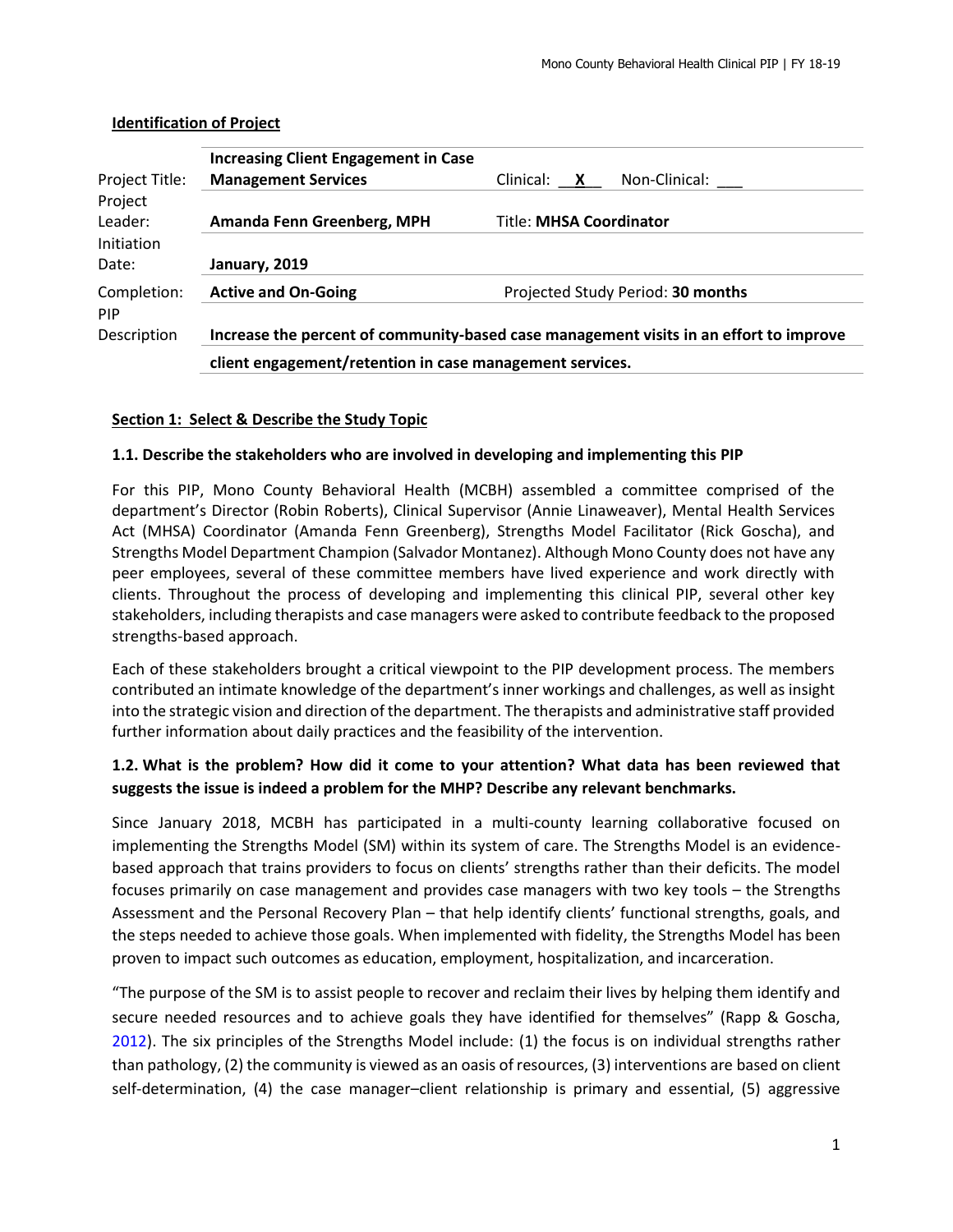**Identification of Project**

| | | |
|---|---|---|
| Project Title: | **Increasing Client Engagement in Case Management Services** | Clinical: __X__ Non-Clinical: ___ |
| Project Leader: | **Amanda Fenn Greenberg, MPH** | Title: **MHSA Coordinator** |
| Initiation Date: | **January, 2019** | |
| Completion: | **Active and On-Going** | Projected Study Period: **30 months** |
| PIP Description | **Increase the percent of community-based case management visits in an effort to improve client engagement/retention in case management services.** | |

**Section 1: Select & Describe the Study Topic**

**1.1. Describe the stakeholders who are involved in developing and implementing this PIP**

For this PIP, Mono County Behavioral Health (MCBH) assembled a committee comprised of the department's Director (Robin Roberts), Clinical Supervisor (Annie Linaweaver), Mental Health Services Act (MHSA) Coordinator (Amanda Fenn Greenberg), Strengths Model Facilitator (Rick Goscha), and Strengths Model Department Champion (Salvador Montanez). Although Mono County does not have any peer employees, several of these committee members have lived experience and work directly with clients. Throughout the process of developing and implementing this clinical PIP, several other key stakeholders, including therapists and case managers were asked to contribute feedback to the proposed strengths-based approach.

Each of these stakeholders brought a critical viewpoint to the PIP development process. The members contributed an intimate knowledge of the department's inner workings and challenges, as well as insight into the strategic vision and direction of the department. The therapists and administrative staff provided further information about daily practices and the feasibility of the intervention.

**1.2. What is the problem? How did it come to your attention? What data has been reviewed that suggests the issue is indeed a problem for the MHP? Describe any relevant benchmarks.**

Since January 2018, MCBH has participated in a multi-county learning collaborative focused on implementing the Strengths Model (SM) within its system of care. The Strengths Model is an evidence-based approach that trains providers to focus on clients' strengths rather than their deficits. The model focuses primarily on case management and provides case managers with two key tools – the Strengths Assessment and the Personal Recovery Plan – that help identify clients' functional strengths, goals, and the steps needed to achieve those goals. When implemented with fidelity, the Strengths Model has been proven to impact such outcomes as education, employment, hospitalization, and incarceration.

"The purpose of the SM is to assist people to recover and reclaim their lives by helping them identify and secure needed resources and to achieve goals they have identified for themselves" (Rapp & Goscha, 2012). The six principles of the Strengths Model include: (1) the focus is on individual strengths rather than pathology, (2) the community is viewed as an oasis of resources, (3) interventions are based on client self-determination, (4) the case manager–client relationship is primary and essential, (5) aggressive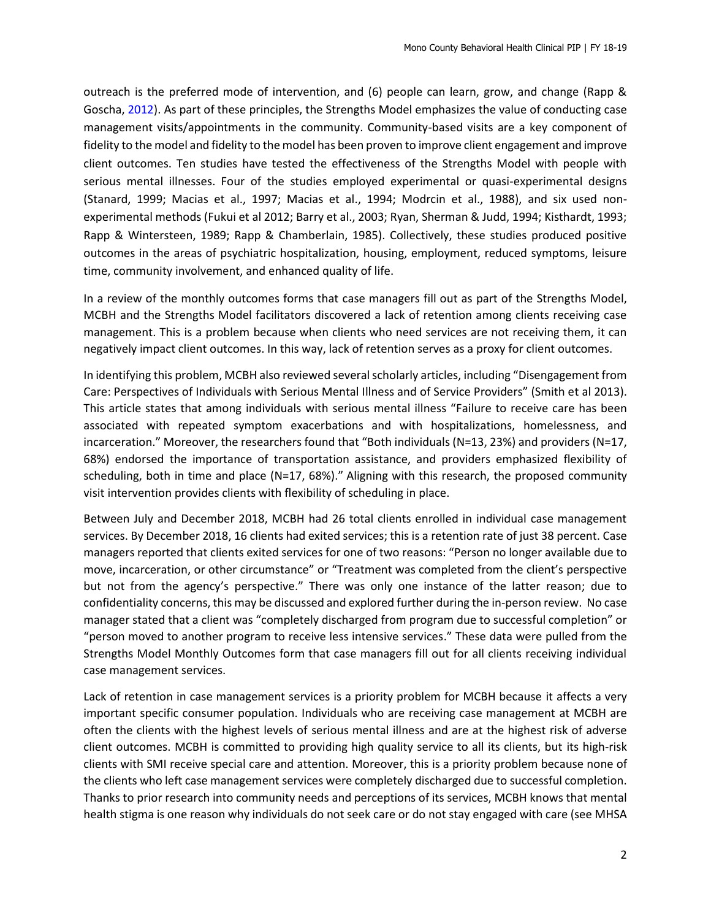outreach is the preferred mode of intervention, and (6) people can learn, grow, and change (Rapp & Goscha, 2012). As part of these principles, the Strengths Model emphasizes the value of conducting case management visits/appointments in the community. Community-based visits are a key component of fidelity to the model and fidelity to the model has been proven to improve client engagement and improve client outcomes. Ten studies have tested the effectiveness of the Strengths Model with people with serious mental illnesses. Four of the studies employed experimental or quasi-experimental designs (Stanard, 1999; Macias et al., 1997; Macias et al., 1994; Modrcin et al., 1988), and six used non-experimental methods (Fukui et al 2012; Barry et al., 2003; Ryan, Sherman & Judd, 1994; Kisthardt, 1993; Rapp & Wintersteen, 1989; Rapp & Chamberlain, 1985). Collectively, these studies produced positive outcomes in the areas of psychiatric hospitalization, housing, employment, reduced symptoms, leisure time, community involvement, and enhanced quality of life.

In a review of the monthly outcomes forms that case managers fill out as part of the Strengths Model, MCBH and the Strengths Model facilitators discovered a lack of retention among clients receiving case management. This is a problem because when clients who need services are not receiving them, it can negatively impact client outcomes. In this way, lack of retention serves as a proxy for client outcomes.

In identifying this problem, MCBH also reviewed several scholarly articles, including "Disengagement from Care: Perspectives of Individuals with Serious Mental Illness and of Service Providers" (Smith et al 2013). This article states that among individuals with serious mental illness "Failure to receive care has been associated with repeated symptom exacerbations and with hospitalizations, homelessness, and incarceration." Moreover, the researchers found that "Both individuals (N=13, 23%) and providers (N=17, 68%) endorsed the importance of transportation assistance, and providers emphasized flexibility of scheduling, both in time and place (N=17, 68%)." Aligning with this research, the proposed community visit intervention provides clients with flexibility of scheduling in place.

Between July and December 2018, MCBH had 26 total clients enrolled in individual case management services. By December 2018, 16 clients had exited services; this is a retention rate of just 38 percent. Case managers reported that clients exited services for one of two reasons: "Person no longer available due to move, incarceration, or other circumstance" or "Treatment was completed from the client's perspective but not from the agency's perspective." There was only one instance of the latter reason; due to confidentiality concerns, this may be discussed and explored further during the in-person review. No case manager stated that a client was "completely discharged from program due to successful completion" or "person moved to another program to receive less intensive services." These data were pulled from the Strengths Model Monthly Outcomes form that case managers fill out for all clients receiving individual case management services.

Lack of retention in case management services is a priority problem for MCBH because it affects a very important specific consumer population. Individuals who are receiving case management at MCBH are often the clients with the highest levels of serious mental illness and are at the highest risk of adverse client outcomes. MCBH is committed to providing high quality service to all its clients, but its high-risk clients with SMI receive special care and attention. Moreover, this is a priority problem because none of the clients who left case management services were completely discharged due to successful completion. Thanks to prior research into community needs and perceptions of its services, MCBH knows that mental health stigma is one reason why individuals do not seek care or do not stay engaged with care (see MHSA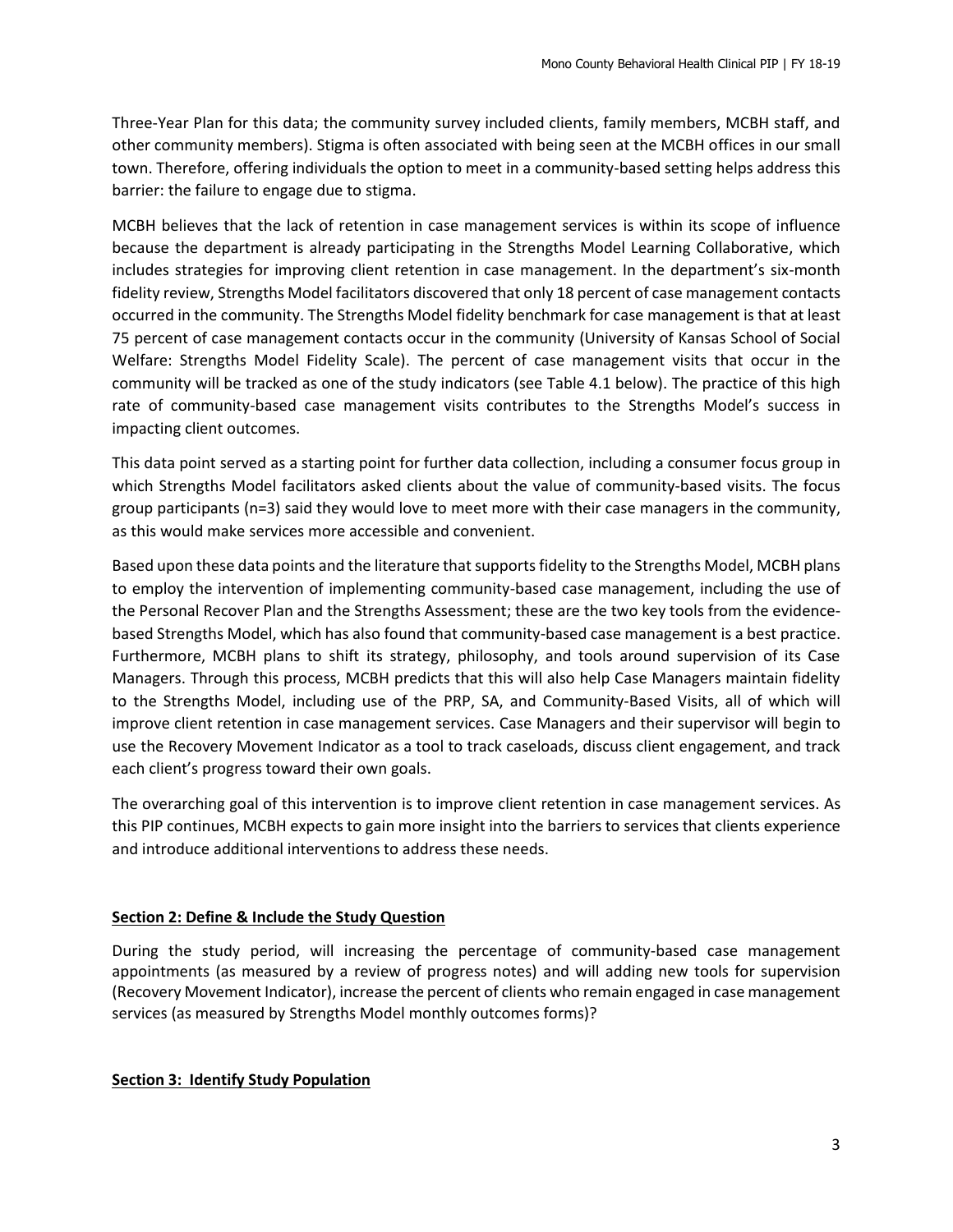Three-Year Plan for this data; the community survey included clients, family members, MCBH staff, and other community members). Stigma is often associated with being seen at the MCBH offices in our small town. Therefore, offering individuals the option to meet in a community-based setting helps address this barrier: the failure to engage due to stigma.

MCBH believes that the lack of retention in case management services is within its scope of influence because the department is already participating in the Strengths Model Learning Collaborative, which includes strategies for improving client retention in case management. In the department's six-month fidelity review, Strengths Model facilitators discovered that only 18 percent of case management contacts occurred in the community. The Strengths Model fidelity benchmark for case management is that at least 75 percent of case management contacts occur in the community (University of Kansas School of Social Welfare: Strengths Model Fidelity Scale). The percent of case management visits that occur in the community will be tracked as one of the study indicators (see Table 4.1 below). The practice of this high rate of community-based case management visits contributes to the Strengths Model's success in impacting client outcomes.

This data point served as a starting point for further data collection, including a consumer focus group in which Strengths Model facilitators asked clients about the value of community-based visits. The focus group participants (n=3) said they would love to meet more with their case managers in the community, as this would make services more accessible and convenient.

Based upon these data points and the literature that supports fidelity to the Strengths Model, MCBH plans to employ the intervention of implementing community-based case management, including the use of the Personal Recover Plan and the Strengths Assessment; these are the two key tools from the evidence-based Strengths Model, which has also found that community-based case management is a best practice. Furthermore, MCBH plans to shift its strategy, philosophy, and tools around supervision of its Case Managers. Through this process, MCBH predicts that this will also help Case Managers maintain fidelity to the Strengths Model, including use of the PRP, SA, and Community-Based Visits, all of which will improve client retention in case management services. Case Managers and their supervisor will begin to use the Recovery Movement Indicator as a tool to track caseloads, discuss client engagement, and track each client's progress toward their own goals.

The overarching goal of this intervention is to improve client retention in case management services. As this PIP continues, MCBH expects to gain more insight into the barriers to services that clients experience and introduce additional interventions to address these needs.

## Section 2: Define & Include the Study Question

During the study period, will increasing the percentage of community-based case management appointments (as measured by a review of progress notes) and will adding new tools for supervision (Recovery Movement Indicator), increase the percent of clients who remain engaged in case management services (as measured by Strengths Model monthly outcomes forms)?

## Section 3: Identify Study Population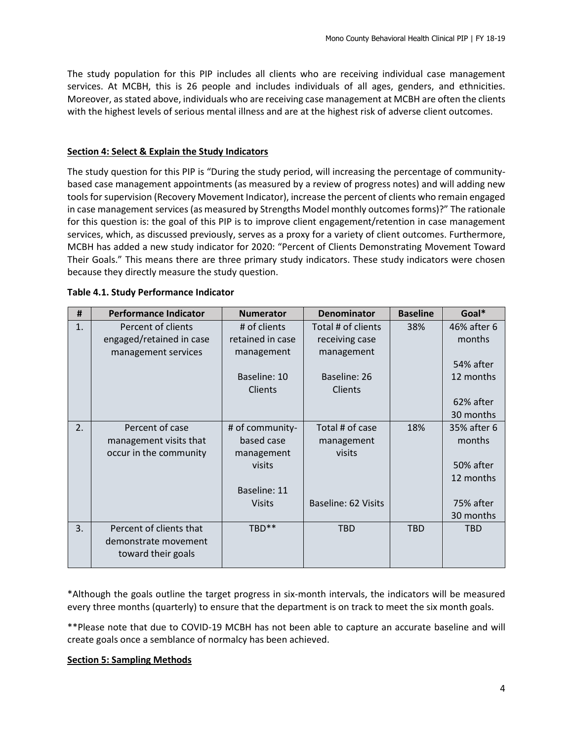The study population for this PIP includes all clients who are receiving individual case management services. At MCBH, this is 26 people and includes individuals of all ages, genders, and ethnicities. Moreover, as stated above, individuals who are receiving case management at MCBH are often the clients with the highest levels of serious mental illness and are at the highest risk of adverse client outcomes.

**Section 4: Select & Explain the Study Indicators**

The study question for this PIP is "During the study period, will increasing the percentage of community-based case management appointments (as measured by a review of progress notes) and will adding new tools for supervision (Recovery Movement Indicator), increase the percent of clients who remain engaged in case management services (as measured by Strengths Model monthly outcomes forms)?" The rationale for this question is: the goal of this PIP is to improve client engagement/retention in case management services, which, as discussed previously, serves as a proxy for a variety of client outcomes. Furthermore, MCBH has added a new study indicator for 2020: "Percent of Clients Demonstrating Movement Toward Their Goals." This means there are three primary study indicators. These study indicators were chosen because they directly measure the study question.

**Table 4.1. Study Performance Indicator**

| # | Performance Indicator | Numerator | Denominator | Baseline | Goal* |
|---|---|---|---|---|---|
| 1. | Percent of clients engaged/retained in case management services | # of clients retained in case management<br><br>Baseline: 10 Clients | Total # of clients receiving case management<br><br>Baseline: 26 Clients | 38% | 46% after 6 months<br><br>54% after 12 months<br><br>62% after 30 months |
| 2. | Percent of case management visits that occur in the community | # of community-based case management visits<br><br>Baseline: 11 Visits | Total # of case management visits<br><br>Baseline: 62 Visits | 18% | 35% after 6 months<br><br>50% after 12 months<br><br>75% after 30 months |
| 3. | Percent of clients that demonstrate movement toward their goals | TBD** | TBD | TBD | TBD |

*Although the goals outline the target progress in six-month intervals, the indicators will be measured every three months (quarterly) to ensure that the department is on track to meet the six month goals.

**Please note that due to COVID-19 MCBH has not been able to capture an accurate baseline and will create goals once a semblance of normalcy has been achieved.

**Section 5: Sampling Methods**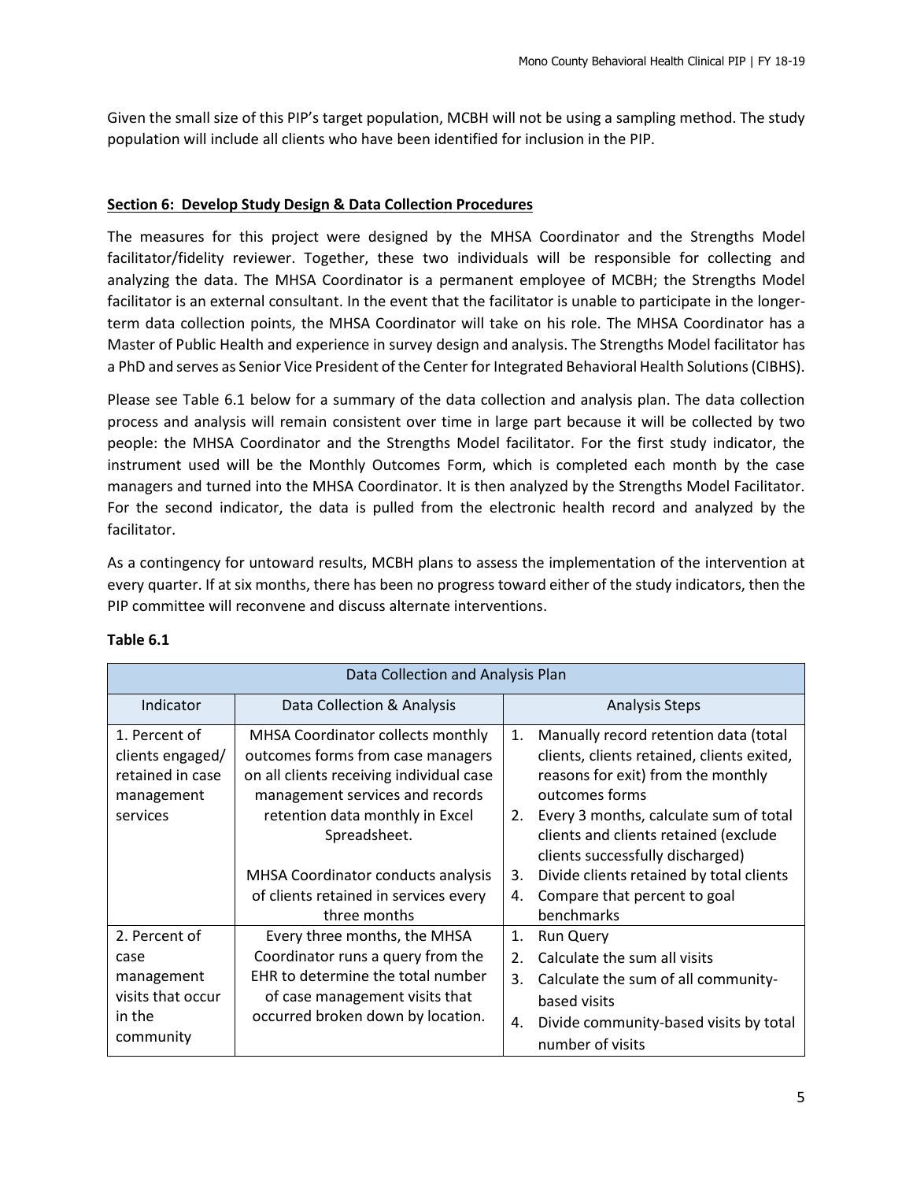Given the small size of this PIP's target population, MCBH will not be using a sampling method. The study population will include all clients who have been identified for inclusion in the PIP.

## Section 6: Develop Study Design & Data Collection Procedures

The measures for this project were designed by the MHSA Coordinator and the Strengths Model facilitator/fidelity reviewer. Together, these two individuals will be responsible for collecting and analyzing the data. The MHSA Coordinator is a permanent employee of MCBH; the Strengths Model facilitator is an external consultant. In the event that the facilitator is unable to participate in the longer-term data collection points, the MHSA Coordinator will take on his role. The MHSA Coordinator has a Master of Public Health and experience in survey design and analysis. The Strengths Model facilitator has a PhD and serves as Senior Vice President of the Center for Integrated Behavioral Health Solutions (CIBHS).

Please see Table 6.1 below for a summary of the data collection and analysis plan. The data collection process and analysis will remain consistent over time in large part because it will be collected by two people: the MHSA Coordinator and the Strengths Model facilitator. For the first study indicator, the instrument used will be the Monthly Outcomes Form, which is completed each month by the case managers and turned into the MHSA Coordinator. It is then analyzed by the Strengths Model Facilitator. For the second indicator, the data is pulled from the electronic health record and analyzed by the facilitator.

As a contingency for untoward results, MCBH plans to assess the implementation of the intervention at every quarter. If at six months, there has been no progress toward either of the study indicators, then the PIP committee will reconvene and discuss alternate interventions.

**Table 6.1**

| Data Collection and Analysis Plan | | |
|---|---|---|
| Indicator | Data Collection & Analysis | Analysis Steps |
| 1. Percent of clients engaged/ retained in case management services | MHSA Coordinator collects monthly outcomes forms from case managers on all clients receiving individual case management services and records retention data monthly in Excel Spreadsheet.<br><br>MHSA Coordinator conducts analysis of clients retained in services every three months | 1. Manually record retention data (total clients, clients retained, clients exited, reasons for exit) from the monthly outcomes forms<br>2. Every 3 months, calculate sum of total clients and clients retained (exclude clients successfully discharged)<br>3. Divide clients retained by total clients<br>4. Compare that percent to goal benchmarks |
| 2. Percent of case management visits that occur in the community | Every three months, the MHSA Coordinator runs a query from the EHR to determine the total number of case management visits that occurred broken down by location. | 1. Run Query<br>2. Calculate the sum all visits<br>3. Calculate the sum of all community-based visits<br>4. Divide community-based visits by total number of visits |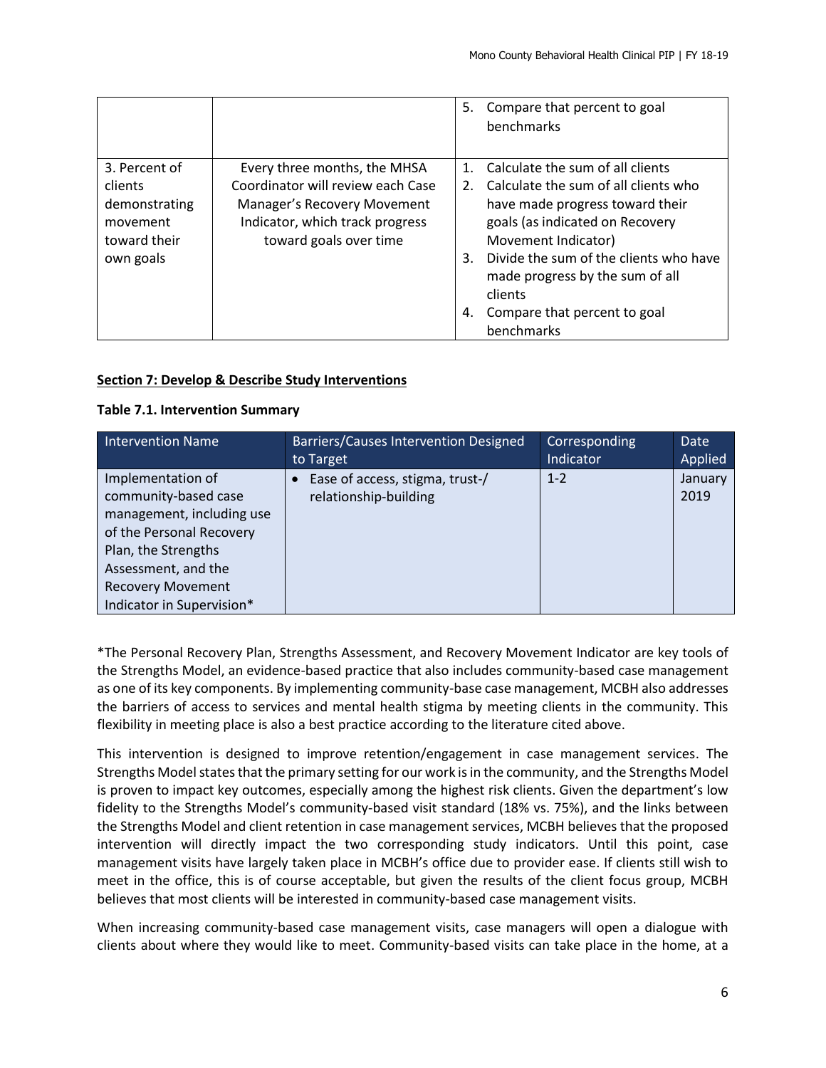| | | 5. Compare that percent to goal benchmarks |
|---|---|---|
| 3. Percent of clients demonstrating movement toward their own goals | Every three months, the MHSA Coordinator will review each Case Manager's Recovery Movement Indicator, which track progress toward goals over time | 1. Calculate the sum of all clients<br>2. Calculate the sum of all clients who have made progress toward their goals (as indicated on Recovery Movement Indicator)<br>3. Divide the sum of the clients who have made progress by the sum of all clients<br>4. Compare that percent to goal benchmarks |

**Section 7: Develop & Describe Study Interventions**

**Table 7.1. Intervention Summary**

| Intervention Name | Barriers/Causes Intervention Designed to Target | Corresponding Indicator | Date Applied |
|---|---|---|---|
| Implementation of community-based case management, including use of the Personal Recovery Plan, the Strengths Assessment, and the Recovery Movement Indicator in Supervision* | • Ease of access, stigma, trust-/ relationship-building | 1-2 | January 2019 |

*The Personal Recovery Plan, Strengths Assessment, and Recovery Movement Indicator are key tools of the Strengths Model, an evidence-based practice that also includes community-based case management as one of its key components. By implementing community-base case management, MCBH also addresses the barriers of access to services and mental health stigma by meeting clients in the community. This flexibility in meeting place is also a best practice according to the literature cited above.

This intervention is designed to improve retention/engagement in case management services. The Strengths Model states that the primary setting for our work is in the community, and the Strengths Model is proven to impact key outcomes, especially among the highest risk clients. Given the department's low fidelity to the Strengths Model's community-based visit standard (18% vs. 75%), and the links between the Strengths Model and client retention in case management services, MCBH believes that the proposed intervention will directly impact the two corresponding study indicators. Until this point, case management visits have largely taken place in MCBH's office due to provider ease. If clients still wish to meet in the office, this is of course acceptable, but given the results of the client focus group, MCBH believes that most clients will be interested in community-based case management visits.

When increasing community-based case management visits, case managers will open a dialogue with clients about where they would like to meet. Community-based visits can take place in the home, at a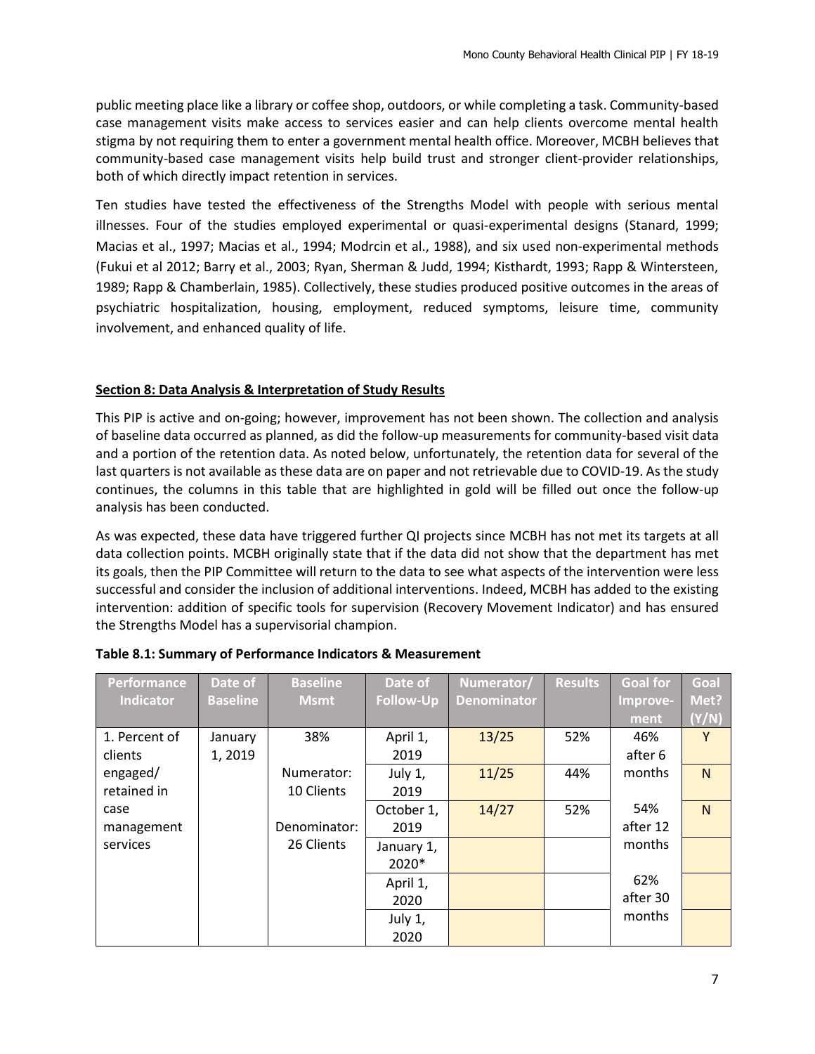public meeting place like a library or coffee shop, outdoors, or while completing a task. Community-based case management visits make access to services easier and can help clients overcome mental health stigma by not requiring them to enter a government mental health office. Moreover, MCBH believes that community-based case management visits help build trust and stronger client-provider relationships, both of which directly impact retention in services.

Ten studies have tested the effectiveness of the Strengths Model with people with serious mental illnesses. Four of the studies employed experimental or quasi-experimental designs (Stanard, 1999; Macias et al., 1997; Macias et al., 1994; Modrcin et al., 1988), and six used non-experimental methods (Fukui et al 2012; Barry et al., 2003; Ryan, Sherman & Judd, 1994; Kisthardt, 1993; Rapp & Wintersteen, 1989; Rapp & Chamberlain, 1985). Collectively, these studies produced positive outcomes in the areas of psychiatric hospitalization, housing, employment, reduced symptoms, leisure time, community involvement, and enhanced quality of life.

## Section 8: Data Analysis & Interpretation of Study Results

This PIP is active and on-going; however, improvement has not been shown. The collection and analysis of baseline data occurred as planned, as did the follow-up measurements for community-based visit data and a portion of the retention data. As noted below, unfortunately, the retention data for several of the last quarters is not available as these data are on paper and not retrievable due to COVID-19. As the study continues, the columns in this table that are highlighted in gold will be filled out once the follow-up analysis has been conducted.

As was expected, these data have triggered further QI projects since MCBH has not met its targets at all data collection points. MCBH originally state that if the data did not show that the department has met its goals, then the PIP Committee will return to the data to see what aspects of the intervention were less successful and consider the inclusion of additional interventions. Indeed, MCBH has added to the existing intervention: addition of specific tools for supervision (Recovery Movement Indicator) and has ensured the Strengths Model has a supervisorial champion.

**Table 8.1: Summary of Performance Indicators & Measurement**

| Performance Indicator | Date of Baseline | Baseline Msmt | Date of Follow-Up | Numerator/ Denominator | Results | Goal for Improvement | Goal Met? (Y/N) |
|---|---|---|---|---|---|---|---|
| 1. Percent of clients engaged/ retained in case management services | January 1, 2019 | 38% | April 1, 2019 | 13/25 | 52% | 46% after 6 months | Y |
| | | Numerator: 10 Clients | July 1, 2019 | 11/25 | 44% | | N |
| | | | October 1, 2019 | 14/27 | 52% | 54% after 12 months | N |
| | | Denominator: 26 Clients | January 1, 2020* | | | | |
| | | | April 1, 2020 | | | 62% after 30 months | |
| | | | July 1, 2020 | | | | |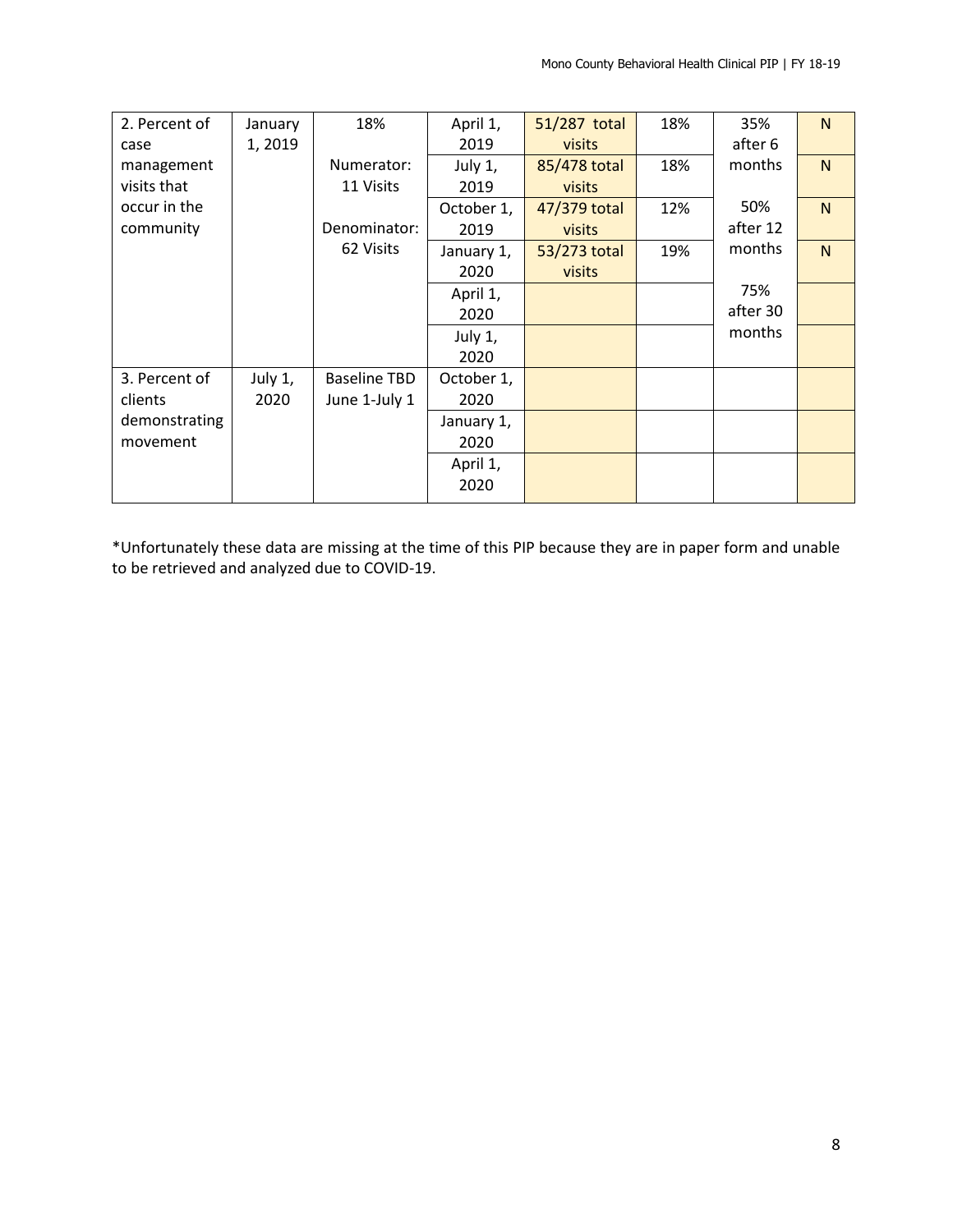| 2. Percent of case management visits that occur in the community | January 1, 2019 | 18%<br><br>Numerator: 11 Visits<br><br>Denominator: 62 Visits | April 1, 2019 | 51/287 total visits | 18% | 35% after 6 months<br><br>50% after 12 months<br><br>75% after 30 months | N |
|---|---|---|---|---|---|---|---|
| | | | July 1, 2019 | 85/478 total visits | 18% | | N |
| | | | October 1, 2019 | 47/379 total visits | 12% | | N |
| | | | January 1, 2020 | 53/273 total visits | 19% | | N |
| | | | April 1, 2020 | | | | |
| | | | July 1, 2020 | | | | |
| 3. Percent of clients demonstrating movement | July 1, 2020 | Baseline TBD June 1-July 1 | October 1, 2020 | | | | |
| | | | January 1, 2020 | | | | |
| | | | April 1, 2020 | | | | |

*Unfortunately these data are missing at the time of this PIP because they are in paper form and unable to be retrieved and analyzed due to COVID-19.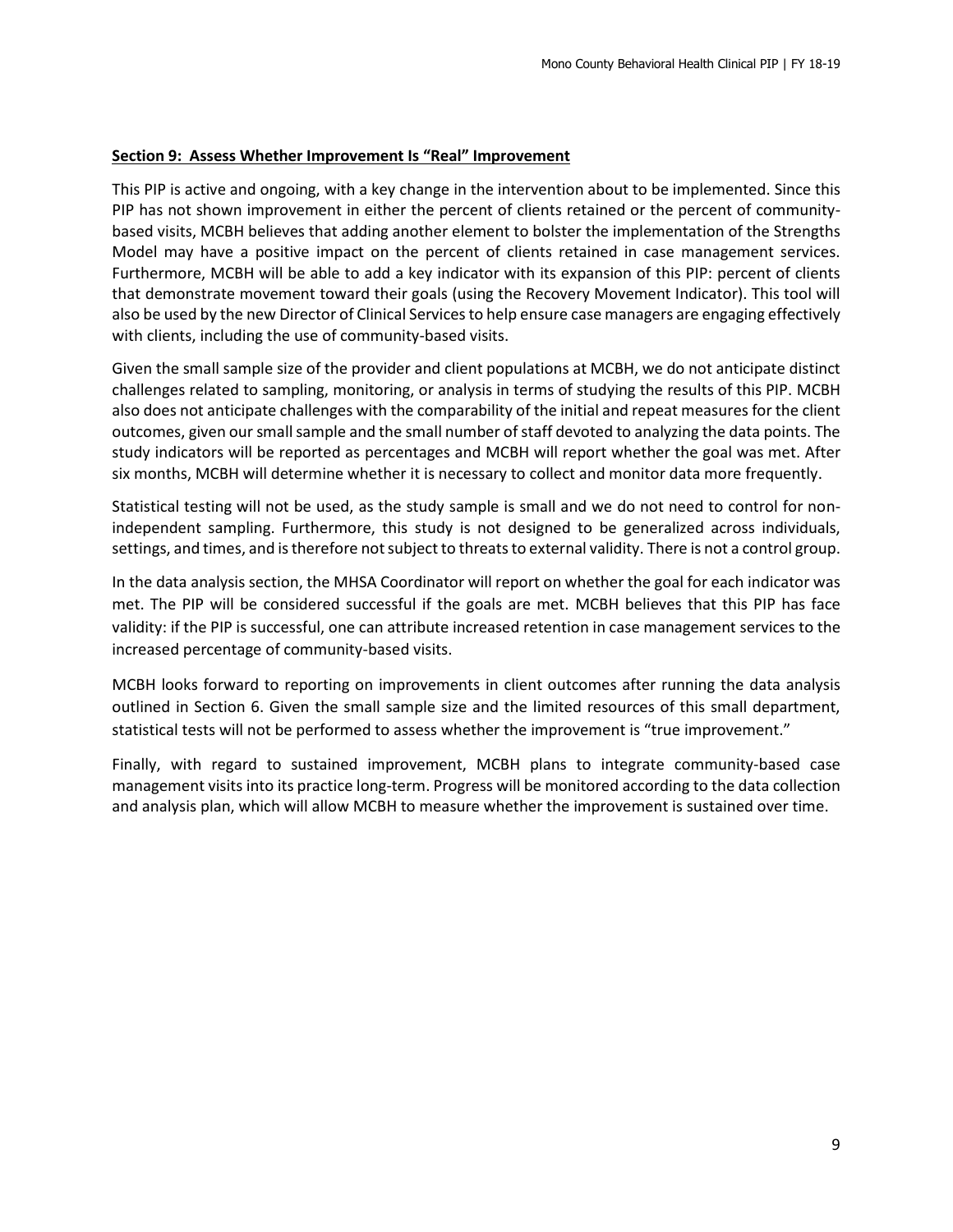**Section 9: Assess Whether Improvement Is "Real" Improvement**

This PIP is active and ongoing, with a key change in the intervention about to be implemented. Since this PIP has not shown improvement in either the percent of clients retained or the percent of community-based visits, MCBH believes that adding another element to bolster the implementation of the Strengths Model may have a positive impact on the percent of clients retained in case management services. Furthermore, MCBH will be able to add a key indicator with its expansion of this PIP: percent of clients that demonstrate movement toward their goals (using the Recovery Movement Indicator). This tool will also be used by the new Director of Clinical Services to help ensure case managers are engaging effectively with clients, including the use of community-based visits.

Given the small sample size of the provider and client populations at MCBH, we do not anticipate distinct challenges related to sampling, monitoring, or analysis in terms of studying the results of this PIP. MCBH also does not anticipate challenges with the comparability of the initial and repeat measures for the client outcomes, given our small sample and the small number of staff devoted to analyzing the data points. The study indicators will be reported as percentages and MCBH will report whether the goal was met. After six months, MCBH will determine whether it is necessary to collect and monitor data more frequently.

Statistical testing will not be used, as the study sample is small and we do not need to control for non-independent sampling. Furthermore, this study is not designed to be generalized across individuals, settings, and times, and is therefore not subject to threats to external validity. There is not a control group.

In the data analysis section, the MHSA Coordinator will report on whether the goal for each indicator was met. The PIP will be considered successful if the goals are met. MCBH believes that this PIP has face validity: if the PIP is successful, one can attribute increased retention in case management services to the increased percentage of community-based visits.

MCBH looks forward to reporting on improvements in client outcomes after running the data analysis outlined in Section 6. Given the small sample size and the limited resources of this small department, statistical tests will not be performed to assess whether the improvement is "true improvement."

Finally, with regard to sustained improvement, MCBH plans to integrate community-based case management visits into its practice long-term. Progress will be monitored according to the data collection and analysis plan, which will allow MCBH to measure whether the improvement is sustained over time.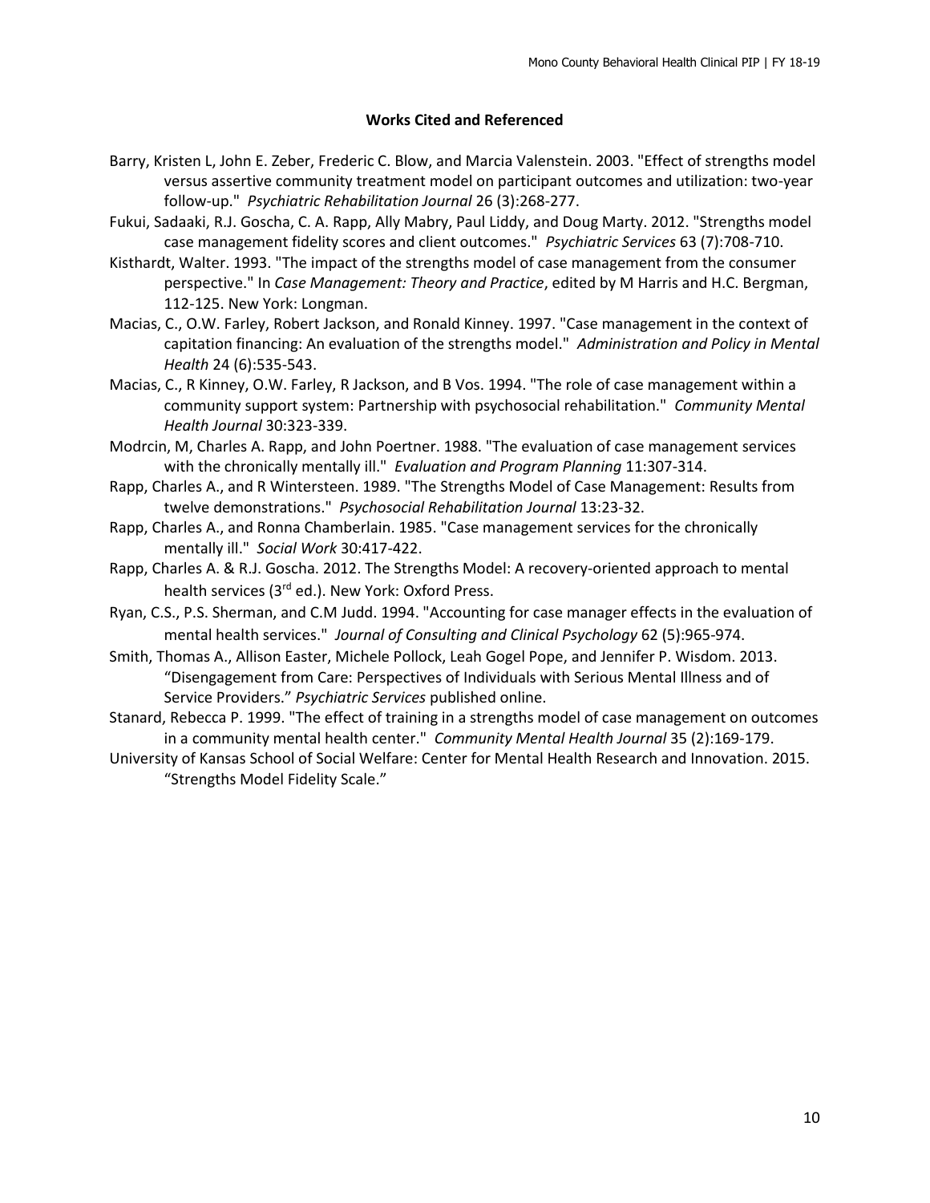**Works Cited and Referenced**

Barry, Kristen L, John E. Zeber, Frederic C. Blow, and Marcia Valenstein. 2003. "Effect of strengths model versus assertive community treatment model on participant outcomes and utilization: two-year follow-up." *Psychiatric Rehabilitation Journal* 26 (3):268-277.

Fukui, Sadaaki, R.J. Goscha, C. A. Rapp, Ally Mabry, Paul Liddy, and Doug Marty. 2012. "Strengths model case management fidelity scores and client outcomes." *Psychiatric Services* 63 (7):708-710.

Kisthardt, Walter. 1993. "The impact of the strengths model of case management from the consumer perspective." In *Case Management: Theory and Practice*, edited by M Harris and H.C. Bergman, 112-125. New York: Longman.

Macias, C., O.W. Farley, Robert Jackson, and Ronald Kinney. 1997. "Case management in the context of capitation financing: An evaluation of the strengths model." *Administration and Policy in Mental Health* 24 (6):535-543.

Macias, C., R Kinney, O.W. Farley, R Jackson, and B Vos. 1994. "The role of case management within a community support system: Partnership with psychosocial rehabilitation." *Community Mental Health Journal* 30:323-339.

Modrcin, M, Charles A. Rapp, and John Poertner. 1988. "The evaluation of case management services with the chronically mentally ill." *Evaluation and Program Planning* 11:307-314.

Rapp, Charles A., and R Wintersteen. 1989. "The Strengths Model of Case Management: Results from twelve demonstrations." *Psychosocial Rehabilitation Journal* 13:23-32.

Rapp, Charles A., and Ronna Chamberlain. 1985. "Case management services for the chronically mentally ill." *Social Work* 30:417-422.

Rapp, Charles A. & R.J. Goscha. 2012. The Strengths Model: A recovery-oriented approach to mental health services (3rd ed.). New York: Oxford Press.

Ryan, C.S., P.S. Sherman, and C.M Judd. 1994. "Accounting for case manager effects in the evaluation of mental health services." *Journal of Consulting and Clinical Psychology* 62 (5):965-974.

Smith, Thomas A., Allison Easter, Michele Pollock, Leah Gogel Pope, and Jennifer P. Wisdom. 2013. "Disengagement from Care: Perspectives of Individuals with Serious Mental Illness and of Service Providers." *Psychiatric Services* published online.

Stanard, Rebecca P. 1999. "The effect of training in a strengths model of case management on outcomes in a community mental health center." *Community Mental Health Journal* 35 (2):169-179.

University of Kansas School of Social Welfare: Center for Mental Health Research and Innovation. 2015. "Strengths Model Fidelity Scale."